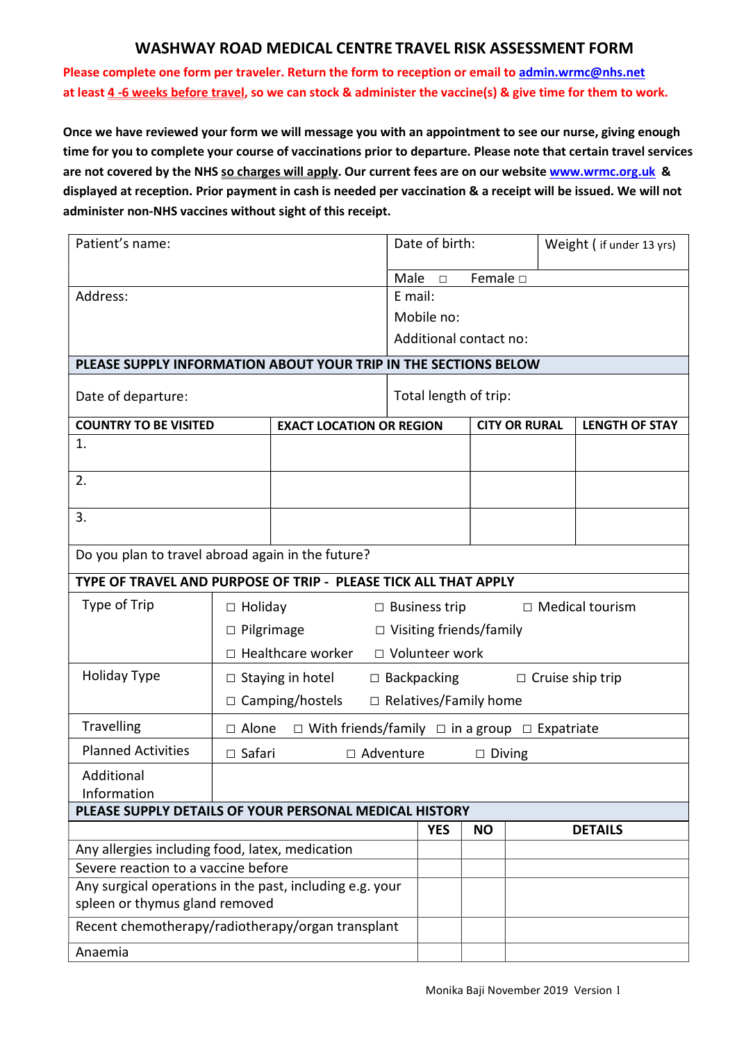# WASHWAY ROAD MEDICAL CENTRE TRAVEL RISK ASSESSMENT FORM

**Please complete one form per traveler. Return the form to reception or email to admin.wrmc@nhs.net at least 4 -6 weeks before travel, so we can stock & administer the vaccine(s) & give time for them to work.**

**Once we have reviewed your form we will message you with an appointment to see our nurse, giving enough time for you to complete your course of vaccinations prior to departure. Please note that certain travel services are not covered by the NHS so charges will apply. Our current fees are on our website www.wrmc.org.uk & displayed at reception. Prior payment in cash is needed per vaccination & a receipt will be issued. We will not administer non-NHS vaccines without sight of this receipt.**

| Patient's name: | Date of birth: | Weight ( if under 13 yrs) |
|---|---|---|
| | Male ☐ Female ☐ | |
| Address: | E mail:<br>Mobile no:<br>Additional contact no: | |

**PLEASE SUPPLY INFORMATION ABOUT YOUR TRIP IN THE SECTIONS BELOW**

| Date of departure: | Total length of trip: |
|---|---|

| COUNTRY TO BE VISITED | EXACT LOCATION OR REGION | CITY OR RURAL | LENGTH OF STAY |
|---|---|---|---|
| 1. | | | |
| 2. | | | |
| 3. | | | |

Do you plan to travel abroad again in the future?

**TYPE OF TRAVEL AND PURPOSE OF TRIP - PLEASE TICK ALL THAT APPLY**

| | |
|---|---|
| Type of Trip | ☐ Holiday ☐ Business trip ☐ Medical tourism<br>☐ Pilgrimage ☐ Visiting friends/family<br>☐ Healthcare worker ☐ Volunteer work |
| Holiday Type | ☐ Staying in hotel ☐ Backpacking ☐ Cruise ship trip<br>☐ Camping/hostels ☐ Relatives/Family home |
| Travelling | ☐ Alone ☐ With friends/family ☐ in a group ☐ Expatriate |
| Planned Activities | ☐ Safari ☐ Adventure ☐ Diving |
| Additional Information | |

**PLEASE SUPPLY DETAILS OF YOUR PERSONAL MEDICAL HISTORY**

| | YES | NO | DETAILS |
|---|---|---|---|
| Any allergies including food, latex, medication | | | |
| Severe reaction to a vaccine before | | | |
| Any surgical operations in the past, including e.g. your spleen or thymus gland removed | | | |
| Recent chemotherapy/radiotherapy/organ transplant | | | |
| Anaemia | | | |

Monika Baji November 2019 Version 1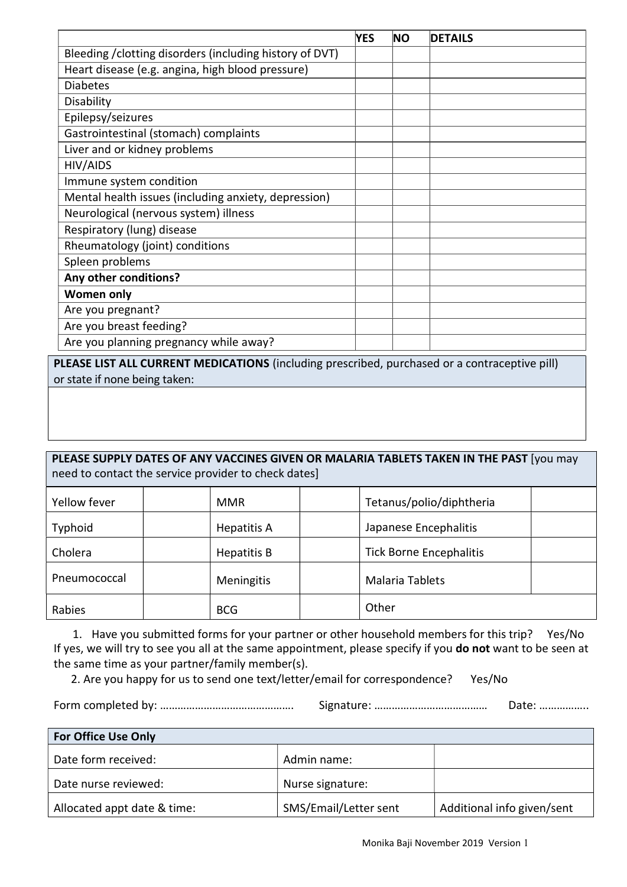| | YES | NO | DETAILS |
|---|---|---|---|
| Bleeding /clotting disorders (including history of DVT) | | | |
| Heart disease (e.g. angina, high blood pressure) | | | |
| Diabetes | | | |
| Disability | | | |
| Epilepsy/seizures | | | |
| Gastrointestinal (stomach) complaints | | | |
| Liver and or kidney problems | | | |
| HIV/AIDS | | | |
| Immune system condition | | | |
| Mental health issues (including anxiety, depression) | | | |
| Neurological (nervous system) illness | | | |
| Respiratory (lung) disease | | | |
| Rheumatology (joint) conditions | | | |
| Spleen problems | | | |
| **Any other conditions?** | | | |
| **Women only** | | | |
| Are you pregnant? | | | |
| Are you breast feeding? | | | |
| Are you planning pregnancy while away? | | | |

**PLEASE LIST ALL CURRENT MEDICATIONS** (including prescribed, purchased or a contraceptive pill) or state if none being taken:

**PLEASE SUPPLY DATES OF ANY VACCINES GIVEN OR MALARIA TABLETS TAKEN IN THE PAST** [you may need to contact the service provider to check dates]

| | | | | | |
|---|---|---|---|---|---|
| Yellow fever | | MMR | | Tetanus/polio/diphtheria | |
| Typhoid | | Hepatitis A | | Japanese Encephalitis | |
| Cholera | | Hepatitis B | | Tick Borne Encephalitis | |
| Pneumococcal | | Meningitis | | Malaria Tablets | |
| Rabies | | BCG | | Other | |

1. Have you submitted forms for your partner or other household members for this trip? Yes/No

If yes, we will try to see you all at the same appointment, please specify if you **do not** want to be seen at the same time as your partner/family member(s).

2. Are you happy for us to send one text/letter/email for correspondence? Yes/No

Form completed by: ……………………………………. Signature: ……………………………… Date: ……………..

| **For Office Use Only** | | |
|---|---|---|
| Date form received: | Admin name: | |
| Date nurse reviewed: | Nurse signature: | |
| Allocated appt date & time: | SMS/Email/Letter sent | Additional info given/sent |

Monika Baji November 2019 Version 1